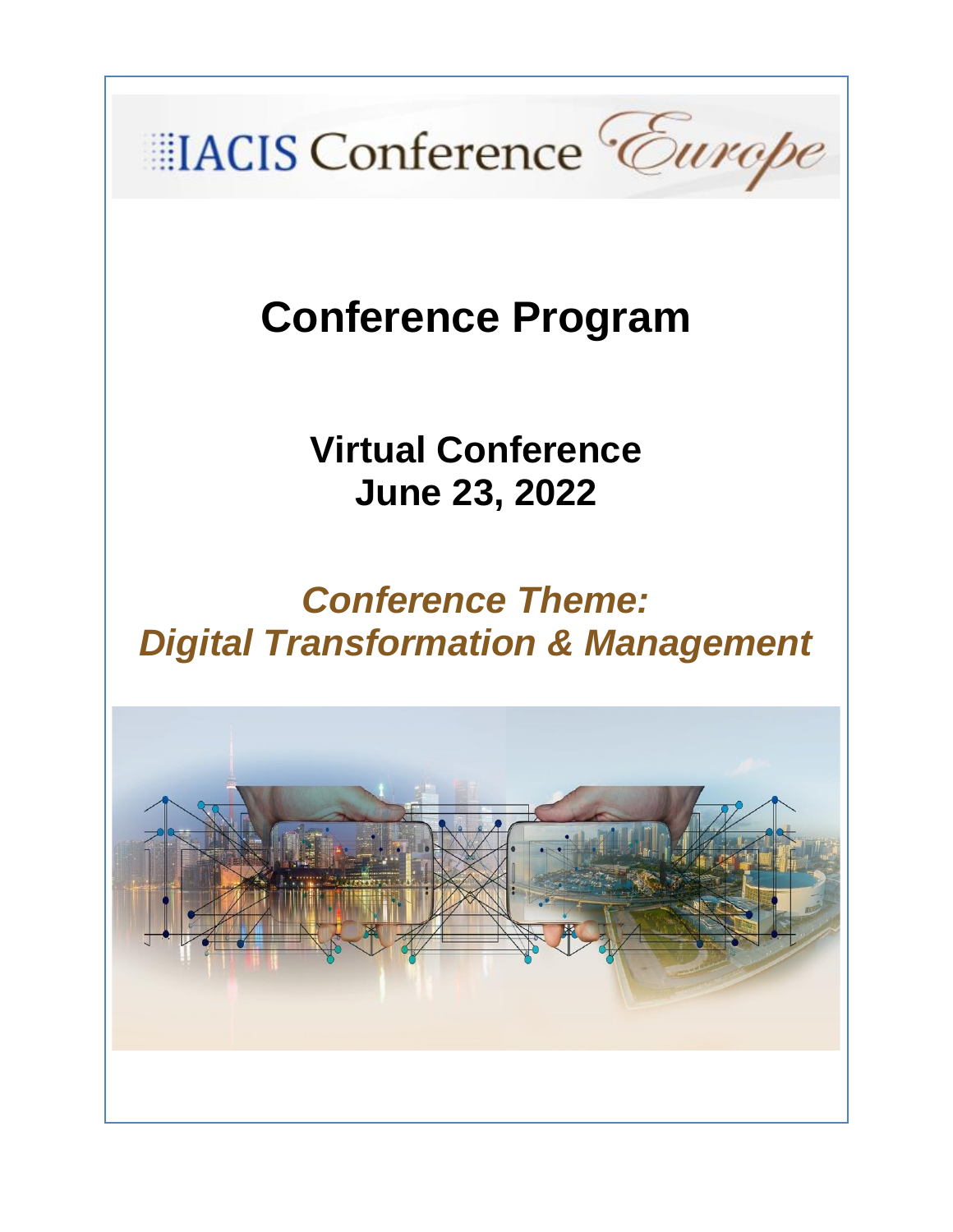IACIS Conference *Europe*

# Conference Program

## Virtual Conference
## June 23, 2022

## *Conference Theme:*
## *Digital Transformation & Management*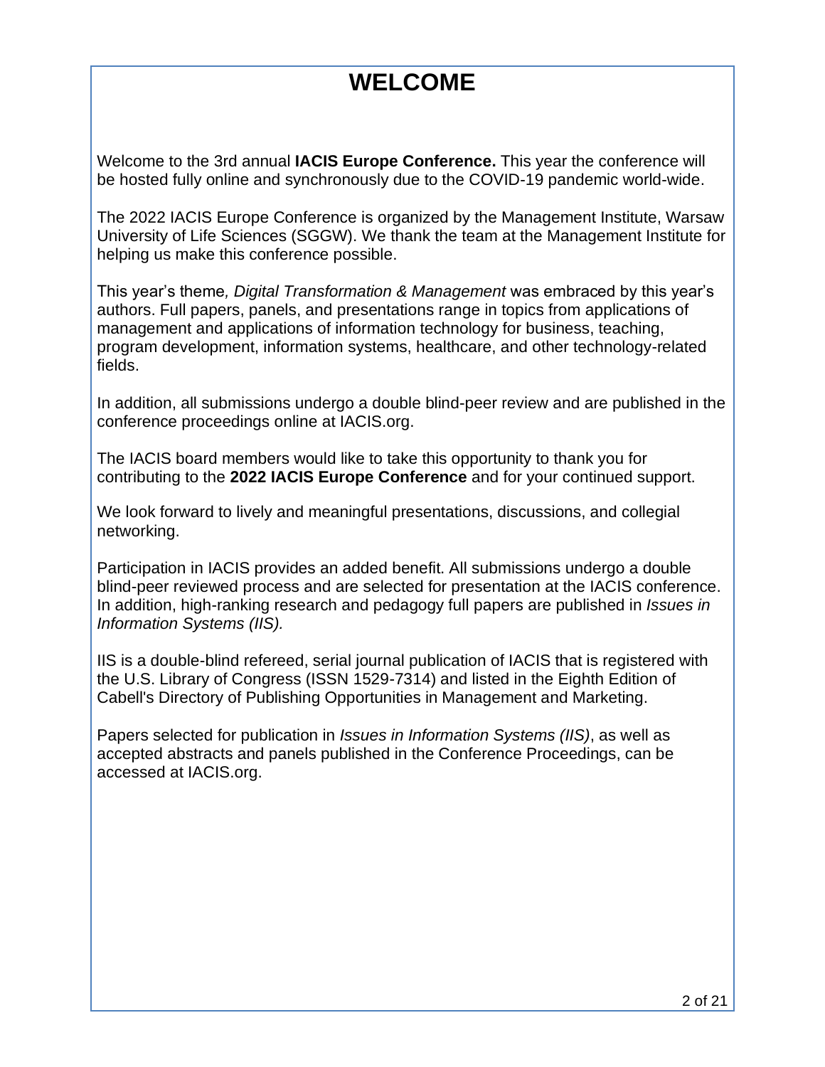# WELCOME

Welcome to the 3rd annual **IACIS Europe Conference.** This year the conference will be hosted fully online and synchronously due to the COVID-19 pandemic world-wide.

The 2022 IACIS Europe Conference is organized by the Management Institute, Warsaw University of Life Sciences (SGGW). We thank the team at the Management Institute for helping us make this conference possible.

This year's theme*, Digital Transformation & Management* was embraced by this year's authors. Full papers, panels, and presentations range in topics from applications of management and applications of information technology for business, teaching, program development, information systems, healthcare, and other technology-related fields.

In addition, all submissions undergo a double blind-peer review and are published in the conference proceedings online at IACIS.org.

The IACIS board members would like to take this opportunity to thank you for contributing to the **2022 IACIS Europe Conference** and for your continued support.

We look forward to lively and meaningful presentations, discussions, and collegial networking.

Participation in IACIS provides an added benefit. All submissions undergo a double blind-peer reviewed process and are selected for presentation at the IACIS conference. In addition, high-ranking research and pedagogy full papers are published in *Issues in Information Systems (IIS).*

IIS is a double-blind refereed, serial journal publication of IACIS that is registered with the U.S. Library of Congress (ISSN 1529-7314) and listed in the Eighth Edition of Cabell's Directory of Publishing Opportunities in Management and Marketing.

Papers selected for publication in *Issues in Information Systems (IIS)*, as well as accepted abstracts and panels published in the Conference Proceedings, can be accessed at IACIS.org.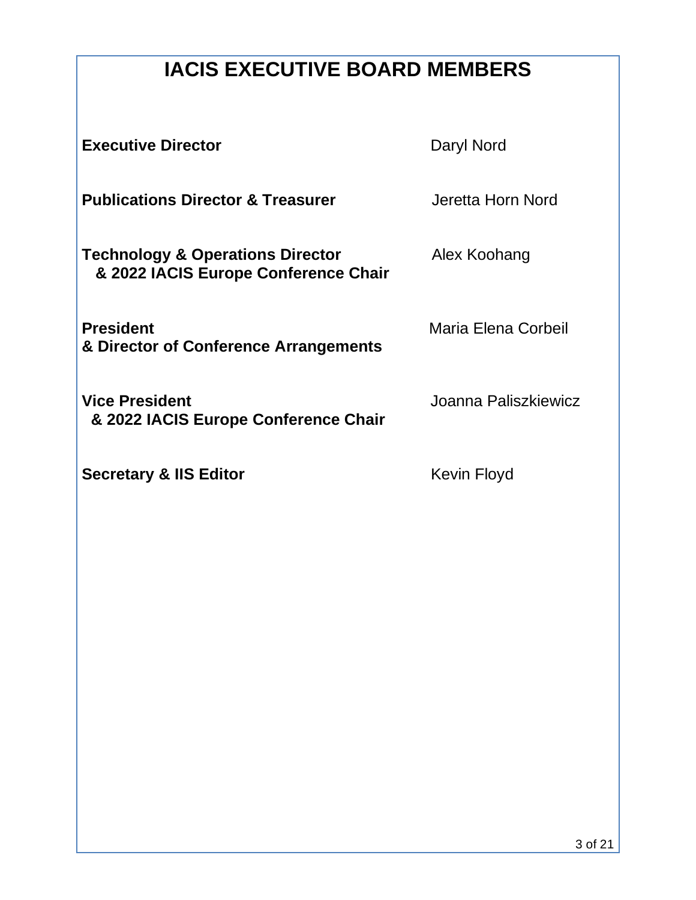# IACIS EXECUTIVE BOARD MEMBERS

| | |
|---|---|
| **Executive Director** | Daryl Nord |
| **Publications Director & Treasurer** | Jeretta Horn Nord |
| **Technology & Operations Director & 2022 IACIS Europe Conference Chair** | Alex Koohang |
| **President & Director of Conference Arrangements** | Maria Elena Corbeil |
| **Vice President & 2022 IACIS Europe Conference Chair** | Joanna Paliszkiewicz |
| **Secretary & IIS Editor** | Kevin Floyd |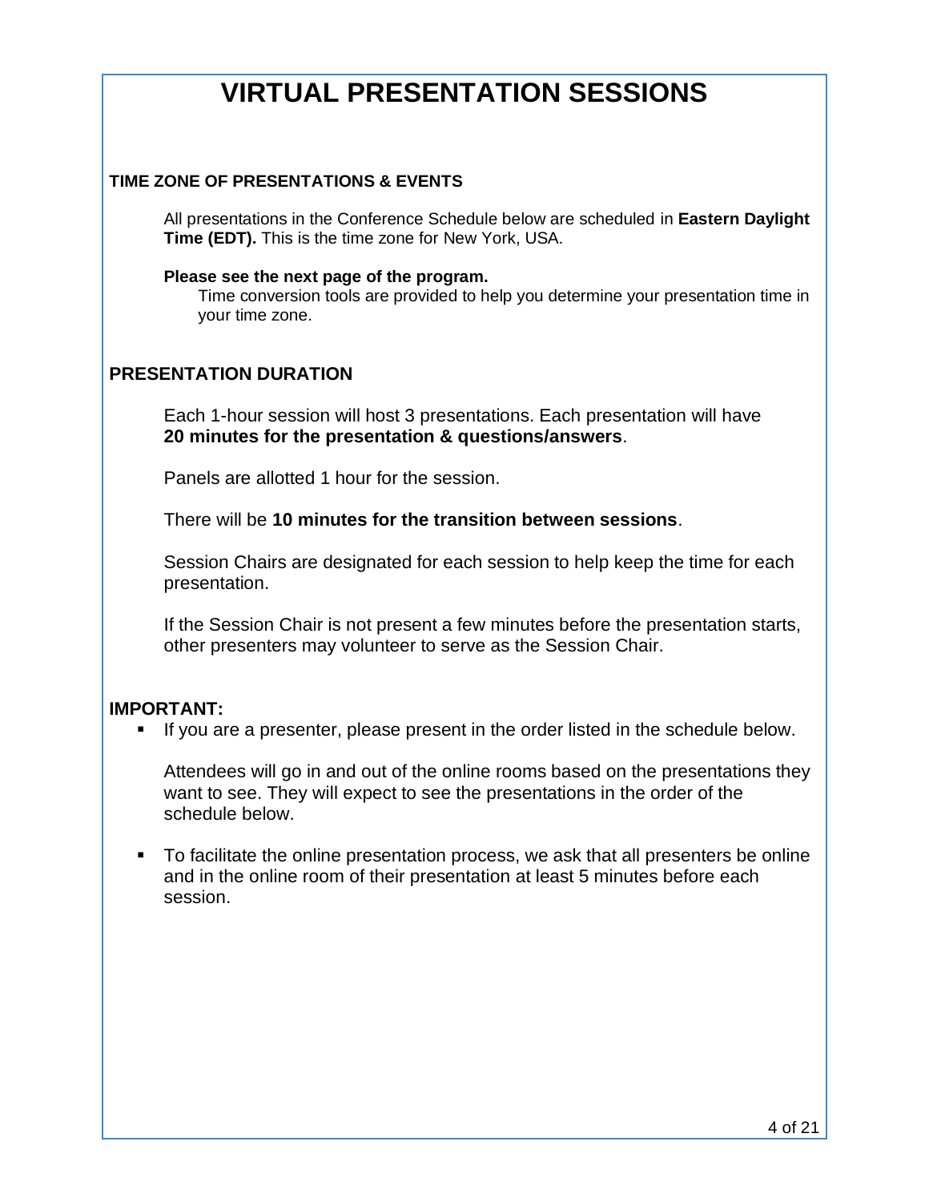# VIRTUAL PRESENTATION SESSIONS

## TIME ZONE OF PRESENTATIONS & EVENTS

All presentations in the Conference Schedule below are scheduled in **Eastern Daylight Time (EDT).** This is the time zone for New York, USA.

**Please see the next page of the program.**
Time conversion tools are provided to help you determine your presentation time in your time zone.

## PRESENTATION DURATION

Each 1-hour session will host 3 presentations. Each presentation will have **20 minutes for the presentation & questions/answers**.

Panels are allotted 1 hour for the session.

There will be **10 minutes for the transition between sessions**.

Session Chairs are designated for each session to help keep the time for each presentation.

If the Session Chair is not present a few minutes before the presentation starts, other presenters may volunteer to serve as the Session Chair.

## IMPORTANT:

- If you are a presenter, please present in the order listed in the schedule below.

  Attendees will go in and out of the online rooms based on the presentations they want to see. They will expect to see the presentations in the order of the schedule below.

- To facilitate the online presentation process, we ask that all presenters be online and in the online room of their presentation at least 5 minutes before each session.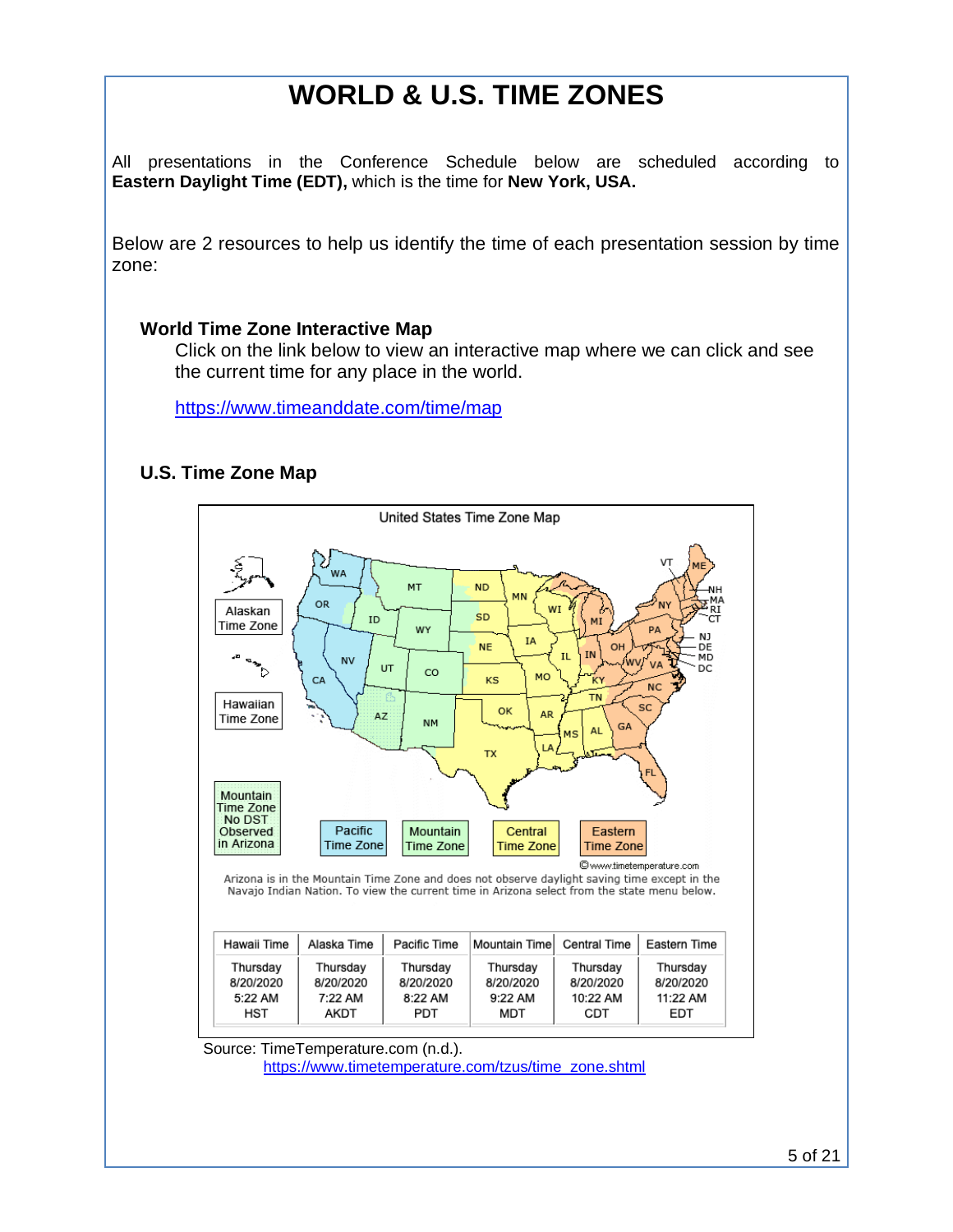# WORLD & U.S. TIME ZONES

All presentations in the Conference Schedule below are scheduled according to **Eastern Daylight Time (EDT),** which is the time for **New York, USA.**

Below are 2 resources to help us identify the time of each presentation session by time zone:

### World Time Zone Interactive Map

Click on the link below to view an interactive map where we can click and see the current time for any place in the world.

https://www.timeanddate.com/time/map

### U.S. Time Zone Map

United States Time Zone Map

Arizona is in the Mountain Time Zone and does not observe daylight saving time except in the Navajo Indian Nation. To view the current time in Arizona select from the state menu below.

| Hawaii Time | Alaska Time | Pacific Time | Mountain Time | Central Time | Eastern Time |
|---|---|---|---|---|---|
| Thursday 8/20/2020 5:22 AM HST | Thursday 8/20/2020 7:22 AM AKDT | Thursday 8/20/2020 8:22 AM PDT | Thursday 8/20/2020 9:22 AM MDT | Thursday 8/20/2020 10:22 AM CDT | Thursday 8/20/2020 11:22 AM EDT |

Source: TimeTemperature.com (n.d.). https://www.timetemperature.com/tzus/time_zone.shtml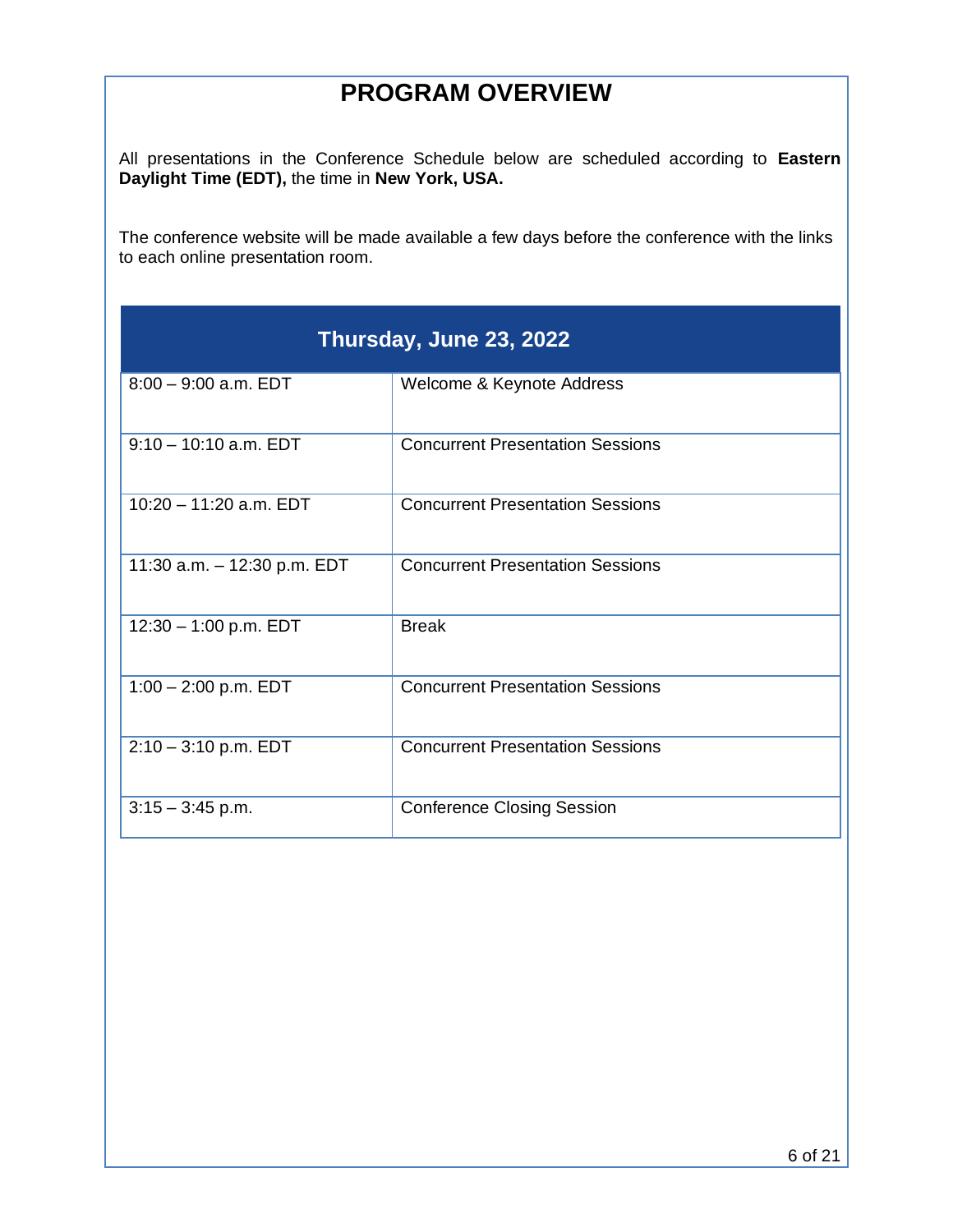# PROGRAM OVERVIEW

All presentations in the Conference Schedule below are scheduled according to **Eastern Daylight Time (EDT),** the time in **New York, USA.**

The conference website will be made available a few days before the conference with the links to each online presentation room.

| Thursday, June 23, 2022 | |
|---|---|
| 8:00 – 9:00 a.m. EDT | Welcome & Keynote Address |
| 9:10 – 10:10 a.m. EDT | Concurrent Presentation Sessions |
| 10:20 – 11:20 a.m. EDT | Concurrent Presentation Sessions |
| 11:30 a.m. – 12:30 p.m. EDT | Concurrent Presentation Sessions |
| 12:30 – 1:00 p.m. EDT | Break |
| 1:00 – 2:00 p.m. EDT | Concurrent Presentation Sessions |
| 2:10 – 3:10 p.m. EDT | Concurrent Presentation Sessions |
| 3:15 – 3:45 p.m. | Conference Closing Session |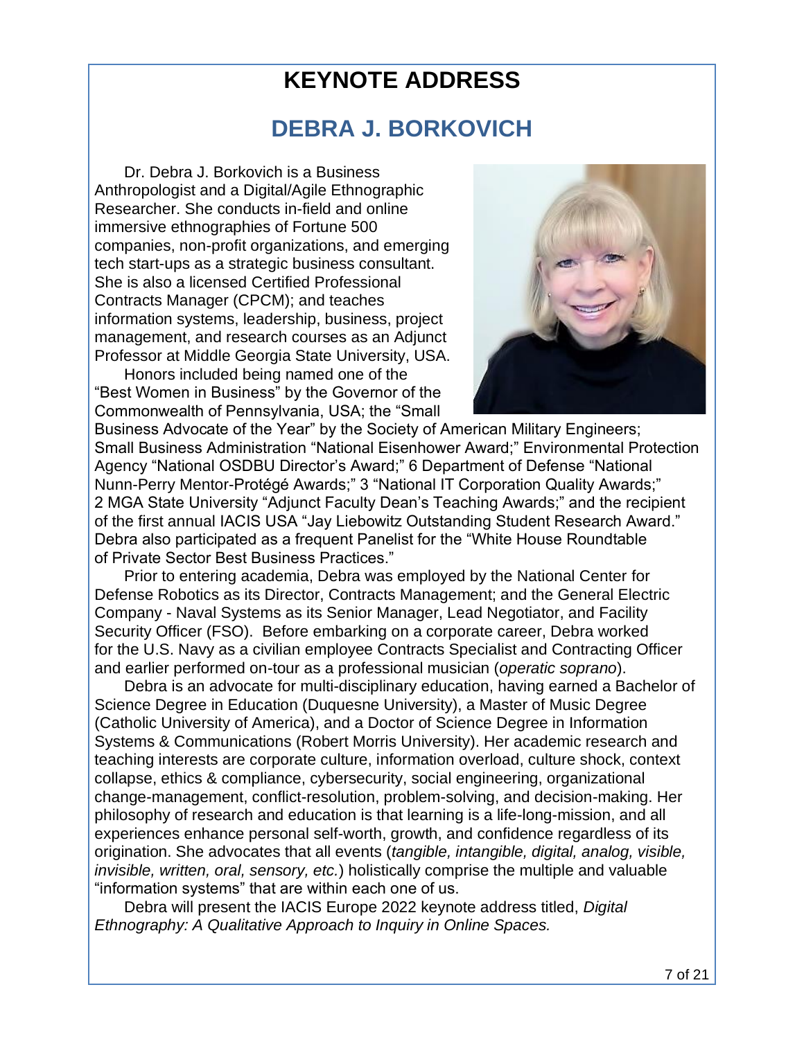# KEYNOTE ADDRESS

## DEBRA J. BORKOVICH

Dr. Debra J. Borkovich is a Business Anthropologist and a Digital/Agile Ethnographic Researcher. She conducts in-field and online immersive ethnographies of Fortune 500 companies, non-profit organizations, and emerging tech start-ups as a strategic business consultant. She is also a licensed Certified Professional Contracts Manager (CPCM); and teaches information systems, leadership, business, project management, and research courses as an Adjunct Professor at Middle Georgia State University, USA.

Honors included being named one of the "Best Women in Business" by the Governor of the Commonwealth of Pennsylvania, USA; the "Small Business Advocate of the Year" by the Society of American Military Engineers; Small Business Administration "National Eisenhower Award;" Environmental Protection Agency "National OSDBU Director's Award;" 6 Department of Defense "National Nunn-Perry Mentor-Protégé Awards;" 3 "National IT Corporation Quality Awards;" 2 MGA State University "Adjunct Faculty Dean's Teaching Awards;" and the recipient of the first annual IACIS USA "Jay Liebowitz Outstanding Student Research Award." Debra also participated as a frequent Panelist for the "White House Roundtable of Private Sector Best Business Practices."

Prior to entering academia, Debra was employed by the National Center for Defense Robotics as its Director, Contracts Management; and the General Electric Company - Naval Systems as its Senior Manager, Lead Negotiator, and Facility Security Officer (FSO). Before embarking on a corporate career, Debra worked for the U.S. Navy as a civilian employee Contracts Specialist and Contracting Officer and earlier performed on-tour as a professional musician (*operatic soprano*).

Debra is an advocate for multi-disciplinary education, having earned a Bachelor of Science Degree in Education (Duquesne University), a Master of Music Degree (Catholic University of America), and a Doctor of Science Degree in Information Systems & Communications (Robert Morris University). Her academic research and teaching interests are corporate culture, information overload, culture shock, context collapse, ethics & compliance, cybersecurity, social engineering, organizational change-management, conflict-resolution, problem-solving, and decision-making. Her philosophy of research and education is that learning is a life-long-mission, and all experiences enhance personal self-worth, growth, and confidence regardless of its origination. She advocates that all events (*tangible, intangible, digital, analog, visible, invisible, written, oral, sensory, etc.*) holistically comprise the multiple and valuable "information systems" that are within each one of us.

Debra will present the IACIS Europe 2022 keynote address titled, *Digital Ethnography: A Qualitative Approach to Inquiry in Online Spaces.*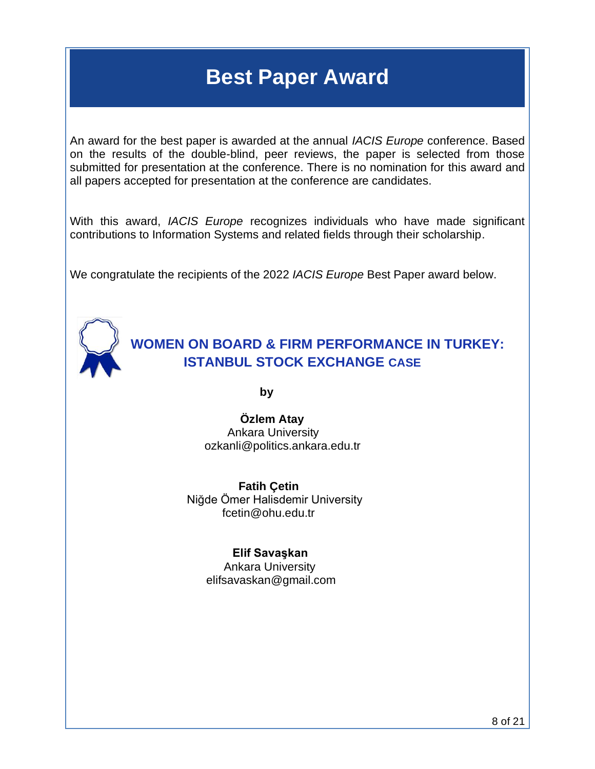# Best Paper Award

An award for the best paper is awarded at the annual *IACIS Europe* conference. Based on the results of the double-blind, peer reviews, the paper is selected from those submitted for presentation at the conference. There is no nomination for this award and all papers accepted for presentation at the conference are candidates.

With this award, *IACIS Europe* recognizes individuals who have made significant contributions to Information Systems and related fields through their scholarship.

We congratulate the recipients of the 2022 *IACIS Europe* Best Paper award below.

## WOMEN ON BOARD & FIRM PERFORMANCE IN TURKEY: ISTANBUL STOCK EXCHANGE CASE

**by**

**Özlem Atay**
Ankara University
ozkanli@politics.ankara.edu.tr

**Fatih Çetin**
Niğde Ömer Halisdemir University
fcetin@ohu.edu.tr

**Elif Savaşkan**
Ankara University
elifsavaskan@gmail.com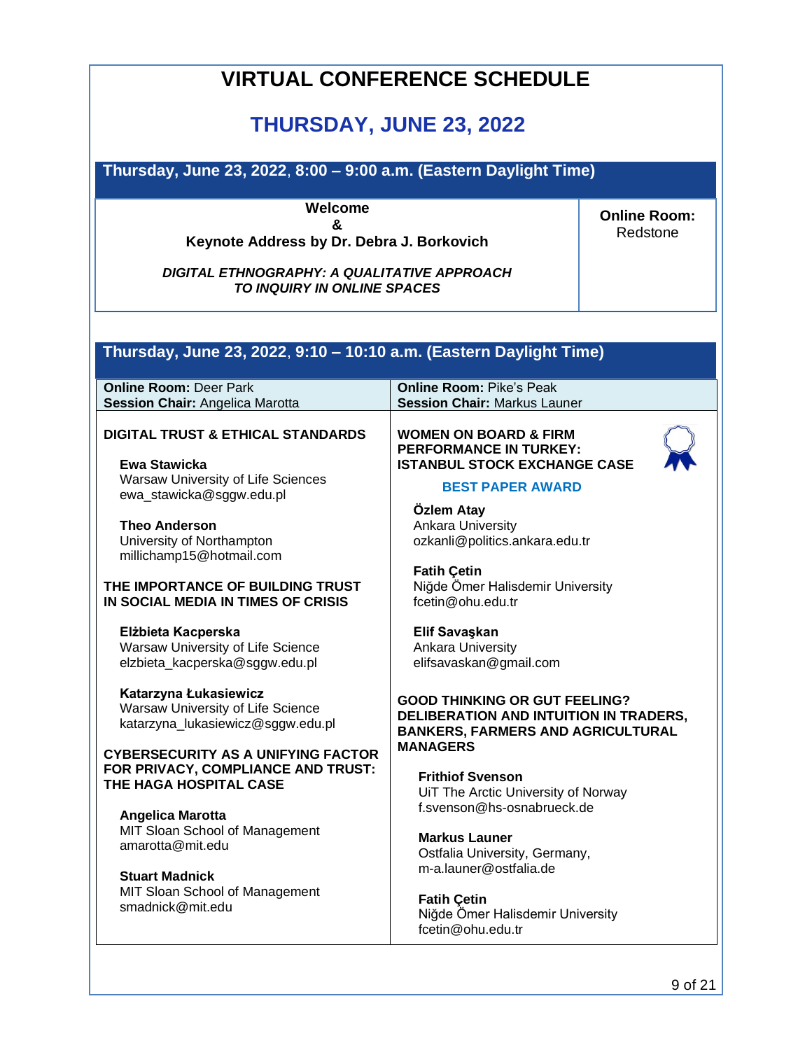# VIRTUAL CONFERENCE SCHEDULE

## THURSDAY, JUNE 23, 2022

### Thursday, June 23, 2022, 8:00 – 9:00 a.m. (Eastern Daylight Time)

**Online Room:** Redstone

**Welcome**
**&**
**Keynote Address by Dr. Debra J. Borkovich**

***DIGITAL ETHNOGRAPHY: A QUALITATIVE APPROACH TO INQUIRY IN ONLINE SPACES***

### Thursday, June 23, 2022, 9:10 – 10:10 a.m. (Eastern Daylight Time)

**Online Room:** Deer Park
**Session Chair:** Angelica Marotta

**DIGITAL TRUST & ETHICAL STANDARDS**

**Ewa Stawicka**
Warsaw University of Life Sciences
ewa_stawicka@sggw.edu.pl

**Theo Anderson**
University of Northampton
millichamp15@hotmail.com

**THE IMPORTANCE OF BUILDING TRUST IN SOCIAL MEDIA IN TIMES OF CRISIS**

**Elżbieta Kacperska**
Warsaw University of Life Science
elzbieta_kacperska@sggw.edu.pl

**Katarzyna Łukasiewicz**
Warsaw University of Life Science
katarzyna_lukasiewicz@sggw.edu.pl

**CYBERSECURITY AS A UNIFYING FACTOR FOR PRIVACY, COMPLIANCE AND TRUST: THE HAGA HOSPITAL CASE**

**Angelica Marotta**
MIT Sloan School of Management
amarotta@mit.edu

**Stuart Madnick**
MIT Sloan School of Management
smadnick@mit.edu

**Online Room:** Pike's Peak
**Session Chair:** Markus Launer

**WOMEN ON BOARD & FIRM PERFORMANCE IN TURKEY: ISTANBUL STOCK EXCHANGE CASE**

**BEST PAPER AWARD**

**Özlem Atay**
Ankara University
ozkanli@politics.ankara.edu.tr

**Fatih Çetin**
Niğde Ömer Halisdemir University
fcetin@ohu.edu.tr

**Elif Savaşkan**
Ankara University
elifsavaskan@gmail.com

**GOOD THINKING OR GUT FEELING? DELIBERATION AND INTUITION IN TRADERS, BANKERS, FARMERS AND AGRICULTURAL MANAGERS**

**Frithiof Svenson**
UiT The Arctic University of Norway
f.svenson@hs-osnabrueck.de

**Markus Launer**
Ostfalia University, Germany,
m-a.launer@ostfalia.de

**Fatih Çetin**
Niğde Ömer Halisdemir University
fcetin@ohu.edu.tr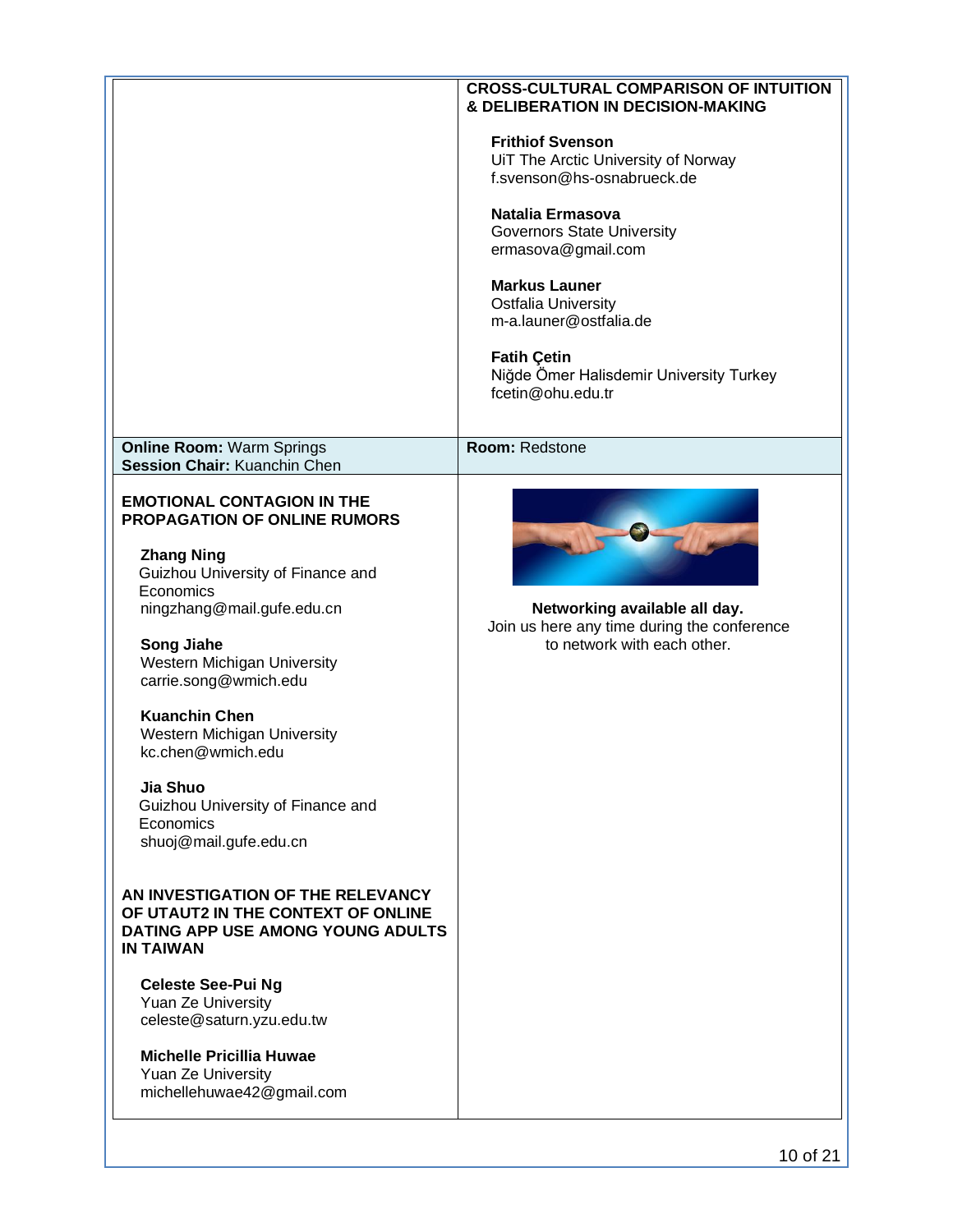**CROSS-CULTURAL COMPARISON OF INTUITION & DELIBERATION IN DECISION-MAKING**

**Frithiof Svenson**
UiT The Arctic University of Norway
f.svenson@hs-osnabrueck.de

**Natalia Ermasova**
Governors State University
ermasova@gmail.com

**Markus Launer**
Ostfalia University
m-a.launer@ostfalia.de

**Fatih Çetin**
Niğde Ömer Halisdemir University Turkey
fcetin@ohu.edu.tr

---

**Online Room:** Warm Springs
**Session Chair:** Kuanchin Chen

**EMOTIONAL CONTAGION IN THE PROPAGATION OF ONLINE RUMORS**

**Zhang Ning**
Guizhou University of Finance and Economics
ningzhang@mail.gufe.edu.cn

**Song Jiahe**
Western Michigan University
carrie.song@wmich.edu

**Kuanchin Chen**
Western Michigan University
kc.chen@wmich.edu

**Jia Shuo**
Guizhou University of Finance and Economics
shuoj@mail.gufe.edu.cn

**AN INVESTIGATION OF THE RELEVANCY OF UTAUT2 IN THE CONTEXT OF ONLINE DATING APP USE AMONG YOUNG ADULTS IN TAIWAN**

**Celeste See-Pui Ng**
Yuan Ze University
celeste@saturn.yzu.edu.tw

**Michelle Pricillia Huwae**
Yuan Ze University
michellehuwae42@gmail.com

---

**Room:** Redstone

**Networking available all day.**
Join us here any time during the conference to network with each other.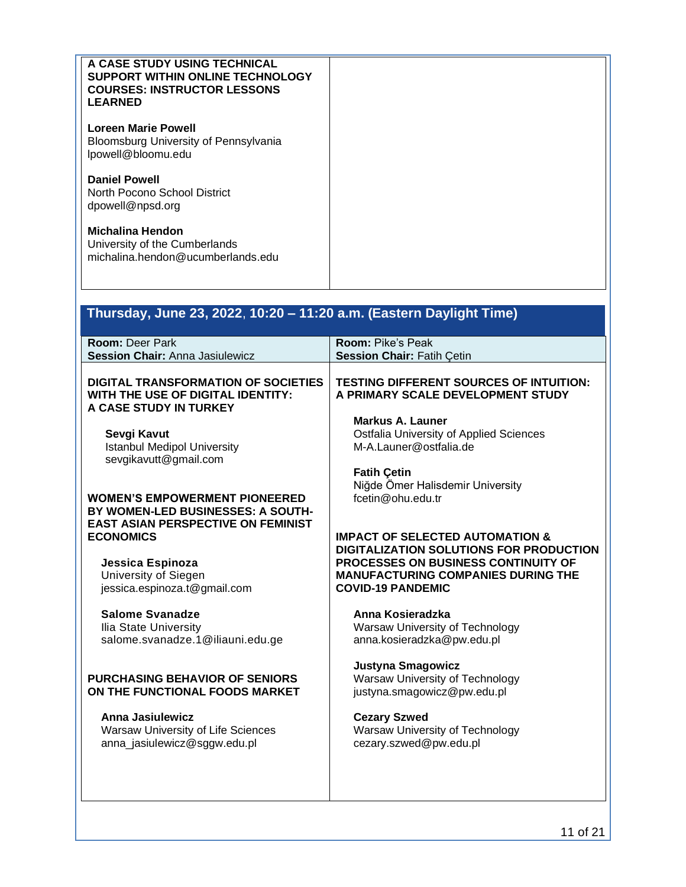**A CASE STUDY USING TECHNICAL SUPPORT WITHIN ONLINE TECHNOLOGY COURSES: INSTRUCTOR LESSONS LEARNED**

**Loreen Marie Powell**
Bloomsburg University of Pennsylvania
lpowell@bloomu.edu

**Daniel Powell**
North Pocono School District
dpowell@npsd.org

**Michalina Hendon**
University of the Cumberlands
michalina.hendon@ucumberlands.edu

## Thursday, June 23, 2022, 10:20 – 11:20 a.m. (Eastern Daylight Time)

**Room:** Deer Park
**Session Chair:** Anna Jasiulewicz

**DIGITAL TRANSFORMATION OF SOCIETIES WITH THE USE OF DIGITAL IDENTITY: A CASE STUDY IN TURKEY**

**Sevgi Kavut**
Istanbul Medipol University
sevgikavutt@gmail.com

**WOMEN'S EMPOWERMENT PIONEERED BY WOMEN-LED BUSINESSES: A SOUTH-EAST ASIAN PERSPECTIVE ON FEMINIST ECONOMICS**

**Jessica Espinoza**
University of Siegen
jessica.espinoza.t@gmail.com

**Salome Svanadze**
Ilia State University
salome.svanadze.1@iliauni.edu.ge

**PURCHASING BEHAVIOR OF SENIORS ON THE FUNCTIONAL FOODS MARKET**

**Anna Jasiulewicz**
Warsaw University of Life Sciences
anna_jasiulewicz@sggw.edu.pl

**Room:** Pike's Peak
**Session Chair:** Fatih Çetin

**TESTING DIFFERENT SOURCES OF INTUITION: A PRIMARY SCALE DEVELOPMENT STUDY**

**Markus A. Launer**
Ostfalia University of Applied Sciences
M-A.Launer@ostfalia.de

**Fatih Çetin**
Niğde Ömer Halisdemir University
fcetin@ohu.edu.tr

**IMPACT OF SELECTED AUTOMATION & DIGITALIZATION SOLUTIONS FOR PRODUCTION PROCESSES ON BUSINESS CONTINUITY OF MANUFACTURING COMPANIES DURING THE COVID-19 PANDEMIC**

**Anna Kosieradzka**
Warsaw University of Technology
anna.kosieradzka@pw.edu.pl

**Justyna Smagowicz**
Warsaw University of Technology
justyna.smagowicz@pw.edu.pl

**Cezary Szwed**
Warsaw University of Technology
cezary.szwed@pw.edu.pl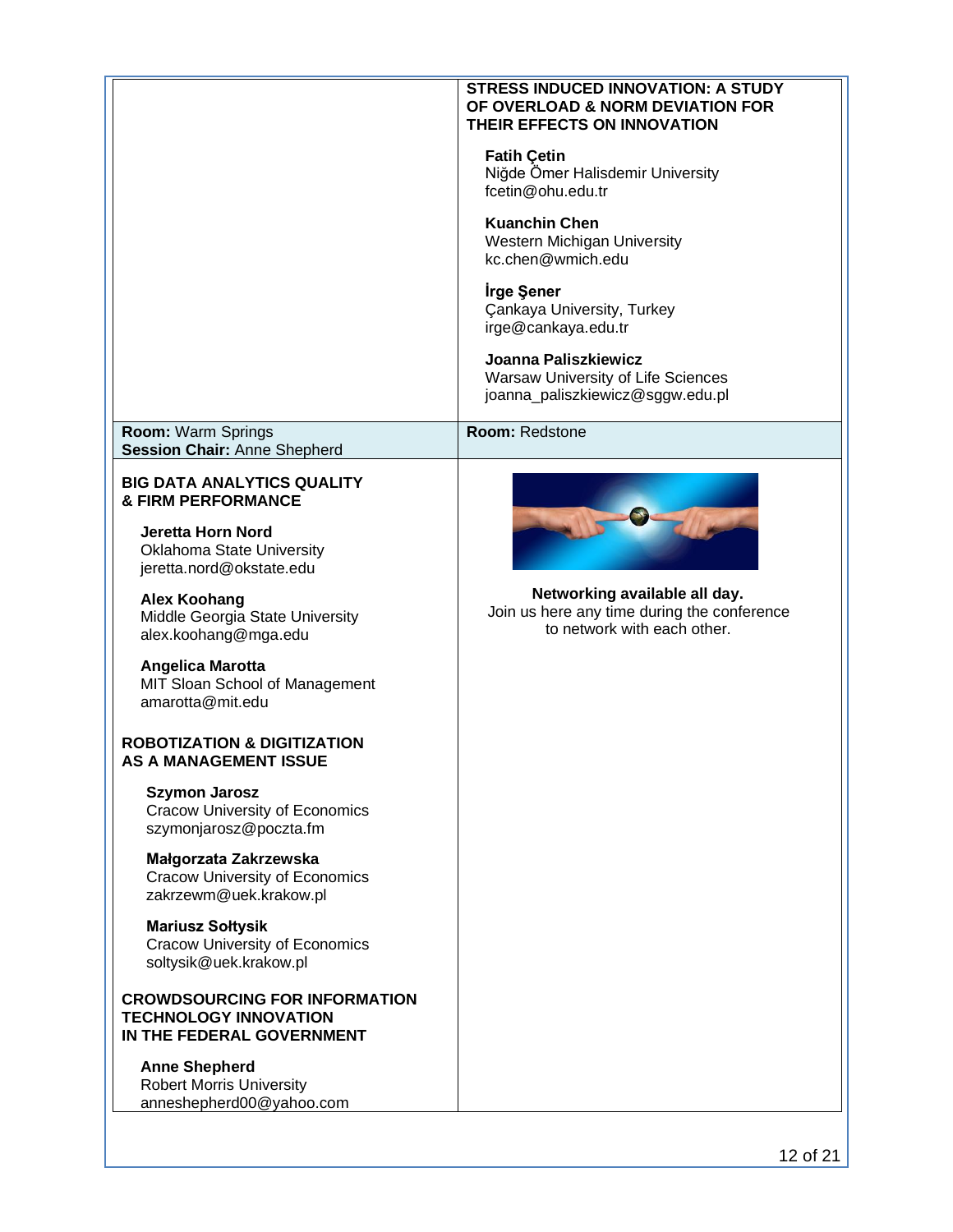|  | **STRESS INDUCED INNOVATION: A STUDY OF OVERLOAD & NORM DEVIATION FOR THEIR EFFECTS ON INNOVATION**<br><br>**Fatih Çetin**<br>Niğde Ömer Halisdemir University<br>fcetin@ohu.edu.tr<br><br>**Kuanchin Chen**<br>Western Michigan University<br>kc.chen@wmich.edu<br><br>**İrge Şener**<br>Çankaya University, Turkey<br>irge@cankaya.edu.tr<br><br>**Joanna Paliszkiewicz**<br>Warsaw University of Life Sciences<br>joanna_paliszkiewicz@sggw.edu.pl |
|---|---|
| **Room:** Warm Springs<br>**Session Chair:** Anne Shepherd | **Room:** Redstone |
| **BIG DATA ANALYTICS QUALITY & FIRM PERFORMANCE**<br><br>**Jeretta Horn Nord**<br>Oklahoma State University<br>jeretta.nord@okstate.edu<br><br>**Alex Koohang**<br>Middle Georgia State University<br>alex.koohang@mga.edu<br><br>**Angelica Marotta**<br>MIT Sloan School of Management<br>amarotta@mit.edu<br><br>**ROBOTIZATION & DIGITIZATION AS A MANAGEMENT ISSUE**<br><br>**Szymon Jarosz**<br>Cracow University of Economics<br>szymonjarosz@poczta.fm<br><br>**Małgorzata Zakrzewska**<br>Cracow University of Economics<br>zakrzewm@uek.krakow.pl<br><br>**Mariusz Sołtysik**<br>Cracow University of Economics<br>soltysik@uek.krakow.pl<br><br>**CROWDSOURCING FOR INFORMATION TECHNOLOGY INNOVATION IN THE FEDERAL GOVERNMENT**<br><br>**Anne Shepherd**<br>Robert Morris University<br>anneshepherd00@yahoo.com | **Networking available all day.**<br>Join us here any time during the conference to network with each other. |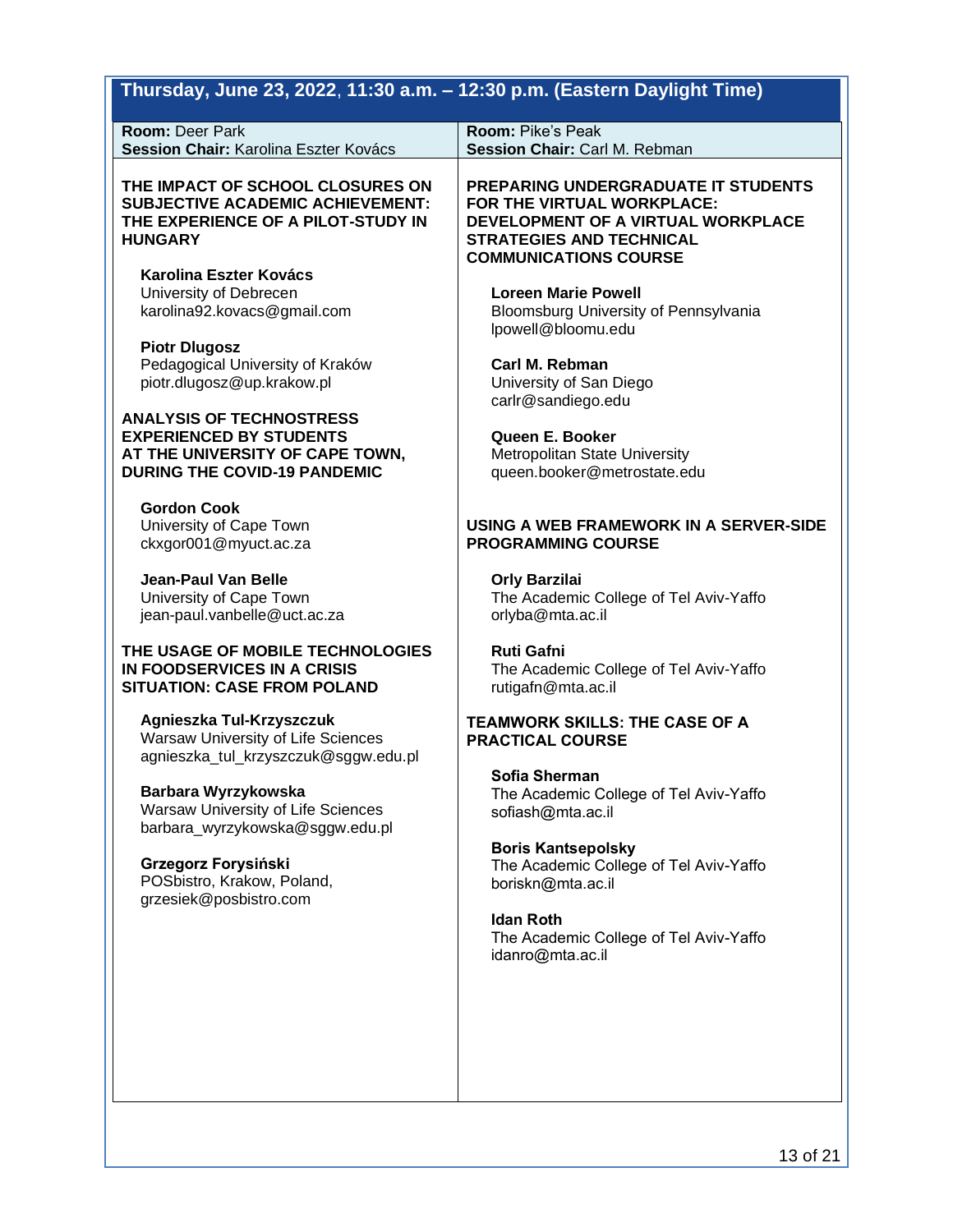## Thursday, June 23, 2022, 11:30 a.m. – 12:30 p.m. (Eastern Daylight Time)

**Room:** Deer Park
**Session Chair:** Karolina Eszter Kovács

**THE IMPACT OF SCHOOL CLOSURES ON SUBJECTIVE ACADEMIC ACHIEVEMENT: THE EXPERIENCE OF A PILOT-STUDY IN HUNGARY**

**Karolina Eszter Kovács**
University of Debrecen
karolina92.kovacs@gmail.com

**Piotr Dlugosz**
Pedagogical University of Kraków
piotr.dlugosz@up.krakow.pl

**ANALYSIS OF TECHNOSTRESS EXPERIENCED BY STUDENTS AT THE UNIVERSITY OF CAPE TOWN, DURING THE COVID-19 PANDEMIC**

**Gordon Cook**
University of Cape Town
ckxgor001@myuct.ac.za

**Jean-Paul Van Belle**
University of Cape Town
jean-paul.vanbelle@uct.ac.za

**THE USAGE OF MOBILE TECHNOLOGIES IN FOODSERVICES IN A CRISIS SITUATION: CASE FROM POLAND**

**Agnieszka Tul-Krzyszczuk**
Warsaw University of Life Sciences
agnieszka_tul_krzyszczuk@sggw.edu.pl

**Barbara Wyrzykowska**
Warsaw University of Life Sciences
barbara_wyrzykowska@sggw.edu.pl

**Grzegorz Forysiński**
POSbistro, Krakow, Poland,
grzesiek@posbistro.com

**Room:** Pike's Peak
**Session Chair:** Carl M. Rebman

**PREPARING UNDERGRADUATE IT STUDENTS FOR THE VIRTUAL WORKPLACE: DEVELOPMENT OF A VIRTUAL WORKPLACE STRATEGIES AND TECHNICAL COMMUNICATIONS COURSE**

**Loreen Marie Powell**
Bloomsburg University of Pennsylvania
lpowell@bloomu.edu

**Carl M. Rebman**
University of San Diego
carlr@sandiego.edu

**Queen E. Booker**
Metropolitan State University
queen.booker@metrostate.edu

**USING A WEB FRAMEWORK IN A SERVER-SIDE PROGRAMMING COURSE**

**Orly Barzilai**
The Academic College of Tel Aviv-Yaffo
orlyba@mta.ac.il

**Ruti Gafni**
The Academic College of Tel Aviv-Yaffo
rutigafn@mta.ac.il

**TEAMWORK SKILLS: THE CASE OF A PRACTICAL COURSE**

**Sofia Sherman**
The Academic College of Tel Aviv-Yaffo
sofiash@mta.ac.il

**Boris Kantsepolsky**
The Academic College of Tel Aviv-Yaffo
boriskn@mta.ac.il

**Idan Roth**
The Academic College of Tel Aviv-Yaffo
idanro@mta.ac.il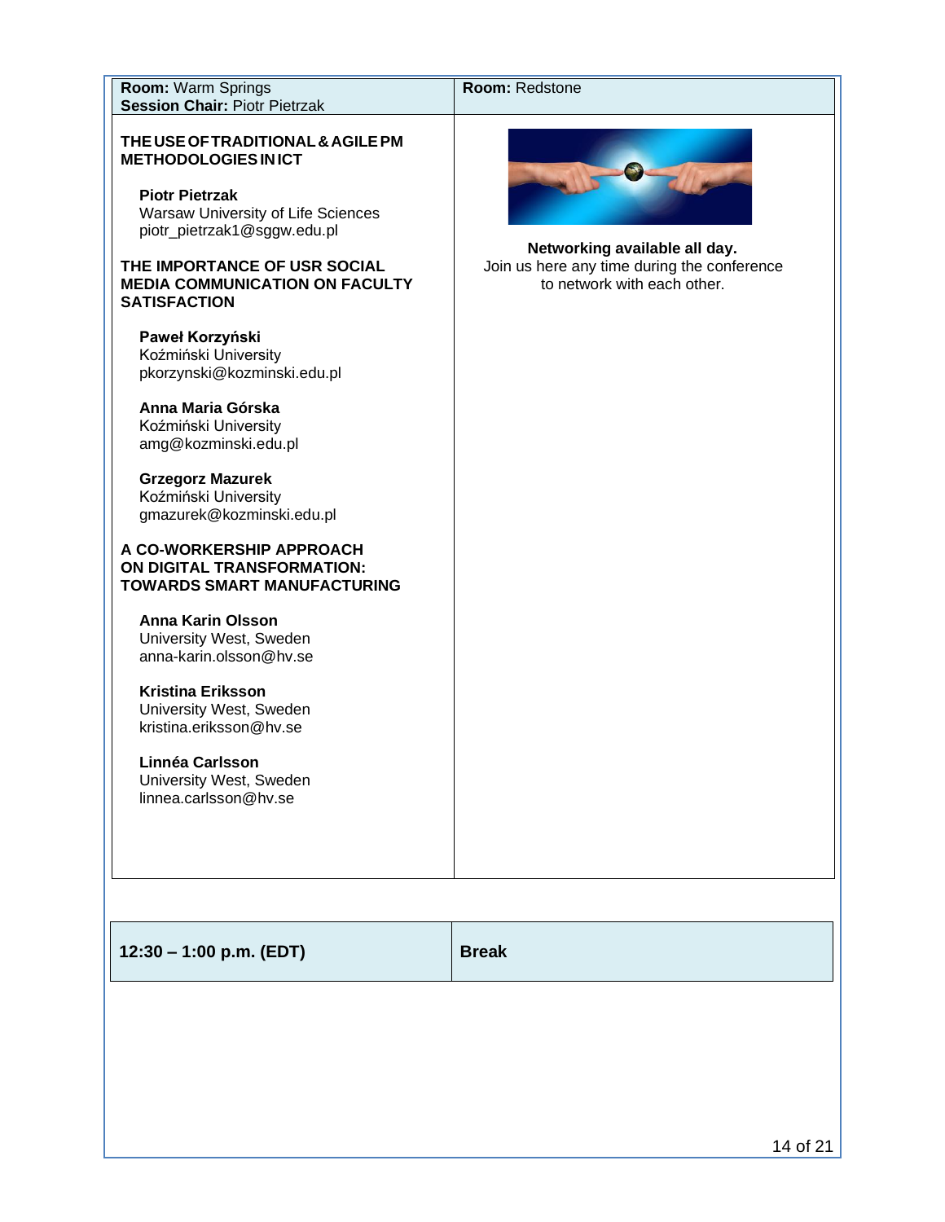**Room:** Warm Springs
**Session Chair:** Piotr Pietrzak

**THE USE OF TRADITIONAL & AGILE PM METHODOLOGIES IN ICT**

**Piotr Pietrzak**
Warsaw University of Life Sciences
piotr_pietrzak1@sggw.edu.pl

**THE IMPORTANCE OF USR SOCIAL MEDIA COMMUNICATION ON FACULTY SATISFACTION**

**Paweł Korzyński**
Koźmiński University
pkorzynski@kozminski.edu.pl

**Anna Maria Górska**
Koźmiński University
amg@kozminski.edu.pl

**Grzegorz Mazurek**
Koźmiński University
gmazurek@kozminski.edu.pl

**A CO-WORKERSHIP APPROACH ON DIGITAL TRANSFORMATION: TOWARDS SMART MANUFACTURING**

**Anna Karin Olsson**
University West, Sweden
anna-karin.olsson@hv.se

**Kristina Eriksson**
University West, Sweden
kristina.eriksson@hv.se

**Linnéa Carlsson**
University West, Sweden
linnea.carlsson@hv.se

**Room:** Redstone

**Networking available all day.**
Join us here any time during the conference to network with each other.

| **12:30 – 1:00 p.m. (EDT)** | **Break** |
|---|---|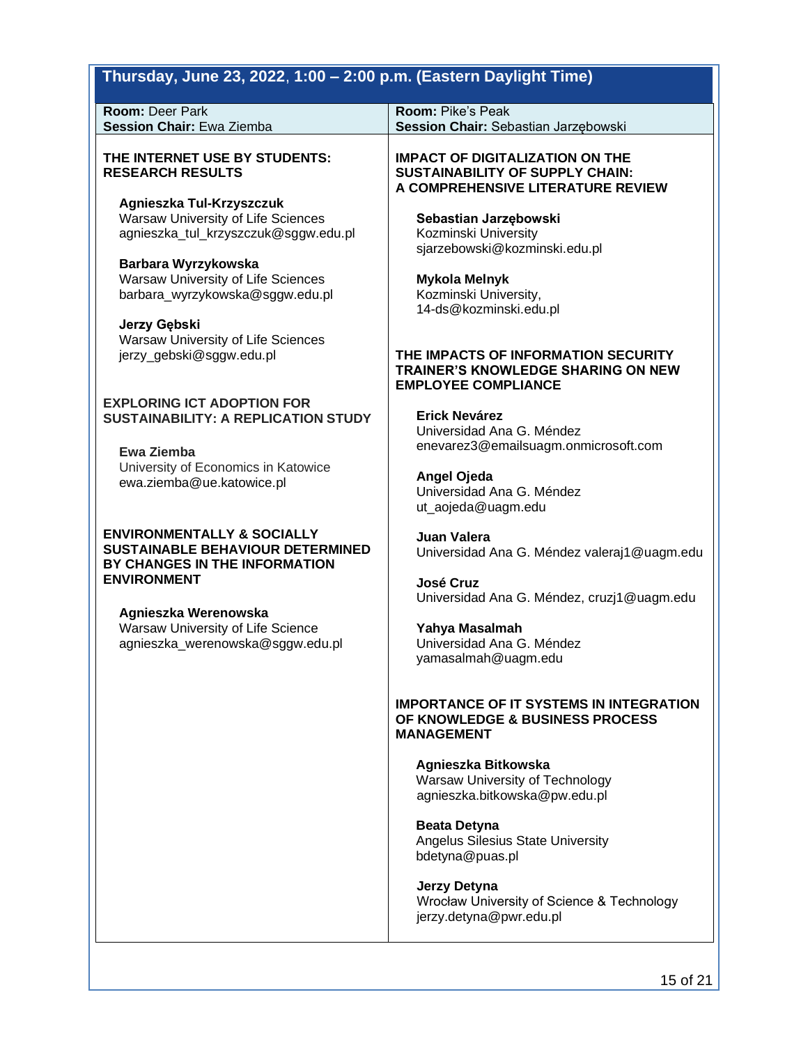## Thursday, June 23, 2022, 1:00 – 2:00 p.m. (Eastern Daylight Time)

**Room:** Deer Park
**Session Chair:** Ewa Ziemba

### THE INTERNET USE BY STUDENTS: RESEARCH RESULTS

**Agnieszka Tul-Krzyszczuk**
Warsaw University of Life Sciences
agnieszka_tul_krzyszczuk@sggw.edu.pl

**Barbara Wyrzykowska**
Warsaw University of Life Sciences
barbara_wyrzykowska@sggw.edu.pl

**Jerzy Gębski**
Warsaw University of Life Sciences
jerzy_gebski@sggw.edu.pl

### EXPLORING ICT ADOPTION FOR SUSTAINABILITY: A REPLICATION STUDY

**Ewa Ziemba**
University of Economics in Katowice
ewa.ziemba@ue.katowice.pl

### ENVIRONMENTALLY & SOCIALLY SUSTAINABLE BEHAVIOUR DETERMINED BY CHANGES IN THE INFORMATION ENVIRONMENT

**Agnieszka Werenowska**
Warsaw University of Life Science
agnieszka_werenowska@sggw.edu.pl

---

**Room:** Pike's Peak
**Session Chair:** Sebastian Jarzębowski

### IMPACT OF DIGITALIZATION ON THE SUSTAINABILITY OF SUPPLY CHAIN: A COMPREHENSIVE LITERATURE REVIEW

**Sebastian Jarzębowski**
Kozminski University
sjarzebowski@kozminski.edu.pl

**Mykola Melnyk**
Kozminski University,
14-ds@kozminski.edu.pl

### THE IMPACTS OF INFORMATION SECURITY TRAINER'S KNOWLEDGE SHARING ON NEW EMPLOYEE COMPLIANCE

**Erick Nevárez**
Universidad Ana G. Méndez
enevarez3@emailsuagm.onmicrosoft.com

**Angel Ojeda**
Universidad Ana G. Méndez
ut_aojeda@uagm.edu

**Juan Valera**
Universidad Ana G. Méndez valeraj1@uagm.edu

**José Cruz**
Universidad Ana G. Méndez, cruzj1@uagm.edu

**Yahya Masalmah**
Universidad Ana G. Méndez
yamasalmah@uagm.edu

### IMPORTANCE OF IT SYSTEMS IN INTEGRATION OF KNOWLEDGE & BUSINESS PROCESS MANAGEMENT

**Agnieszka Bitkowska**
Warsaw University of Technology
agnieszka.bitkowska@pw.edu.pl

**Beata Detyna**
Angelus Silesius State University
bdetyna@puas.pl

**Jerzy Detyna**
Wrocław University of Science & Technology
jerzy.detyna@pwr.edu.pl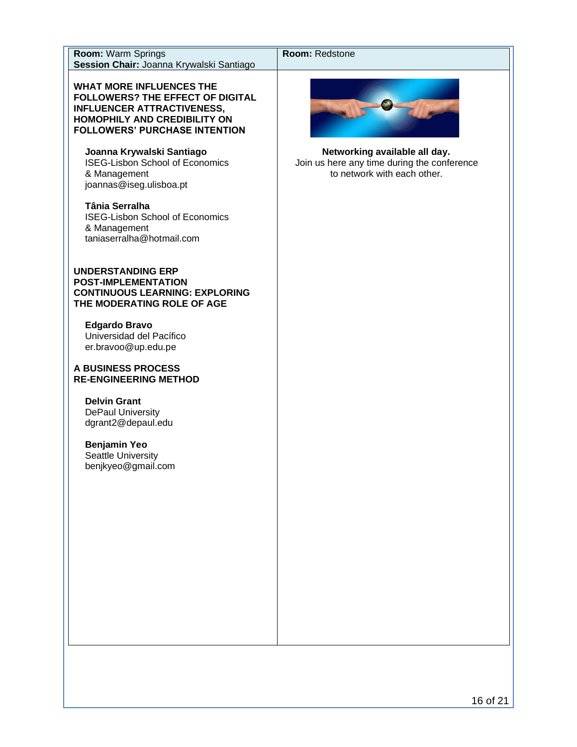**Room:** Warm Springs
**Session Chair:** Joanna Krywalski Santiago

**WHAT MORE INFLUENCES THE FOLLOWERS? THE EFFECT OF DIGITAL INFLUENCER ATTRACTIVENESS, HOMOPHILY AND CREDIBILITY ON FOLLOWERS' PURCHASE INTENTION**

**Joanna Krywalski Santiago**
ISEG-Lisbon School of Economics & Management
joannas@iseg.ulisboa.pt

**Tânia Serralha**
ISEG-Lisbon School of Economics & Management
taniaserralha@hotmail.com

**UNDERSTANDING ERP POST-IMPLEMENTATION CONTINUOUS LEARNING: EXPLORING THE MODERATING ROLE OF AGE**

**Edgardo Bravo**
Universidad del Pacífico
er.bravoo@up.edu.pe

**A BUSINESS PROCESS RE-ENGINEERING METHOD**

**Delvin Grant**
DePaul University
dgrant2@depaul.edu

**Benjamin Yeo**
Seattle University
benjkyeo@gmail.com

**Room:** Redstone

**Networking available all day.**
Join us here any time during the conference to network with each other.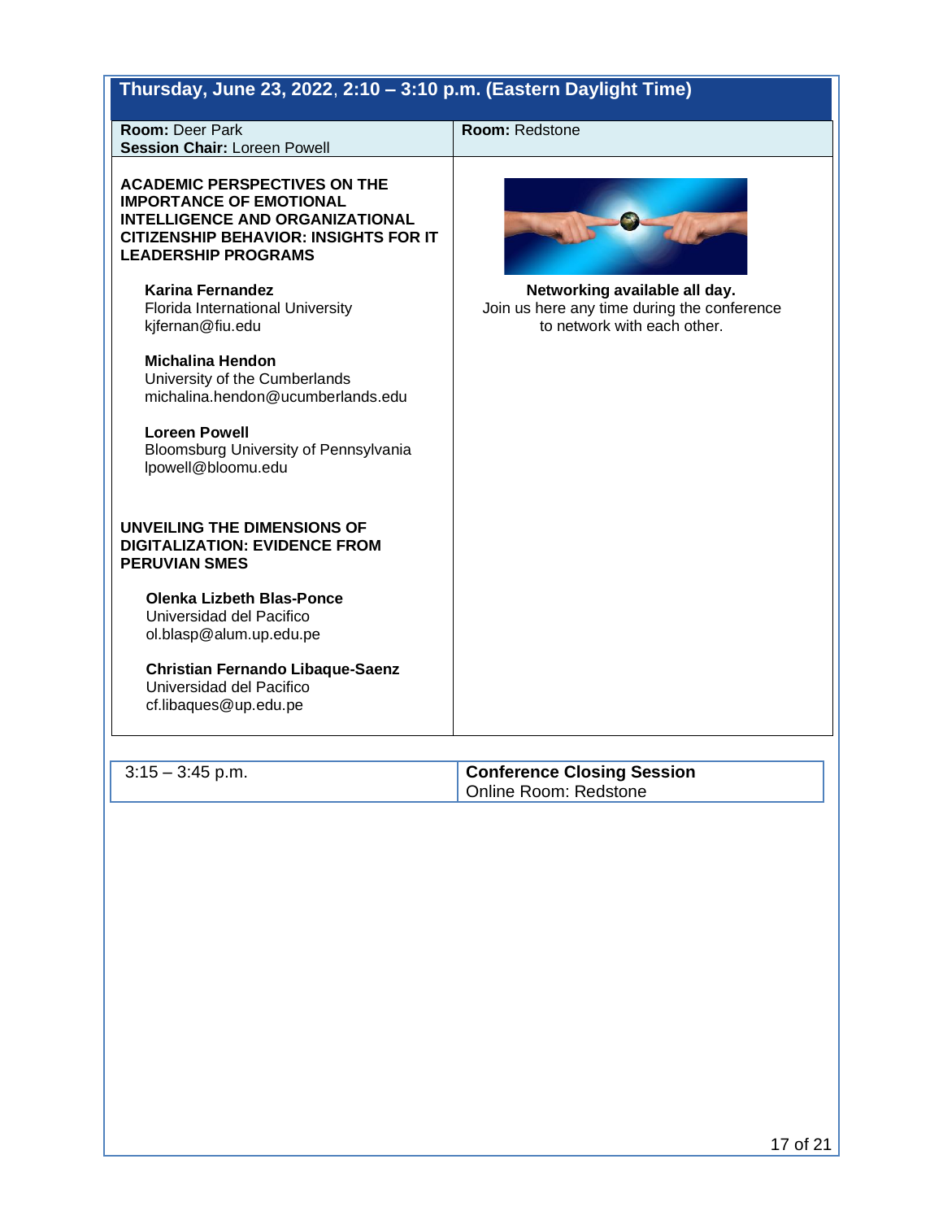## Thursday, June 23, 2022, 2:10 – 3:10 p.m. (Eastern Daylight Time)

**Room:** Deer Park
**Session Chair:** Loreen Powell

**ACADEMIC PERSPECTIVES ON THE IMPORTANCE OF EMOTIONAL INTELLIGENCE AND ORGANIZATIONAL CITIZENSHIP BEHAVIOR: INSIGHTS FOR IT LEADERSHIP PROGRAMS**

**Karina Fernandez**
Florida International University
kjfernan@fiu.edu

**Michalina Hendon**
University of the Cumberlands
michalina.hendon@ucumberlands.edu

**Loreen Powell**
Bloomsburg University of Pennsylvania
lpowell@bloomu.edu

**UNVEILING THE DIMENSIONS OF DIGITALIZATION: EVIDENCE FROM PERUVIAN SMES**

**Olenka Lizbeth Blas-Ponce**
Universidad del Pacifico
ol.blasp@alum.up.edu.pe

**Christian Fernando Libaque-Saenz**
Universidad del Pacifico
cf.libaques@up.edu.pe

**Room:** Redstone

**Networking available all day.**
Join us here any time during the conference to network with each other.

| 3:15 – 3:45 p.m. | **Conference Closing Session**<br>Online Room: Redstone |
|---|---|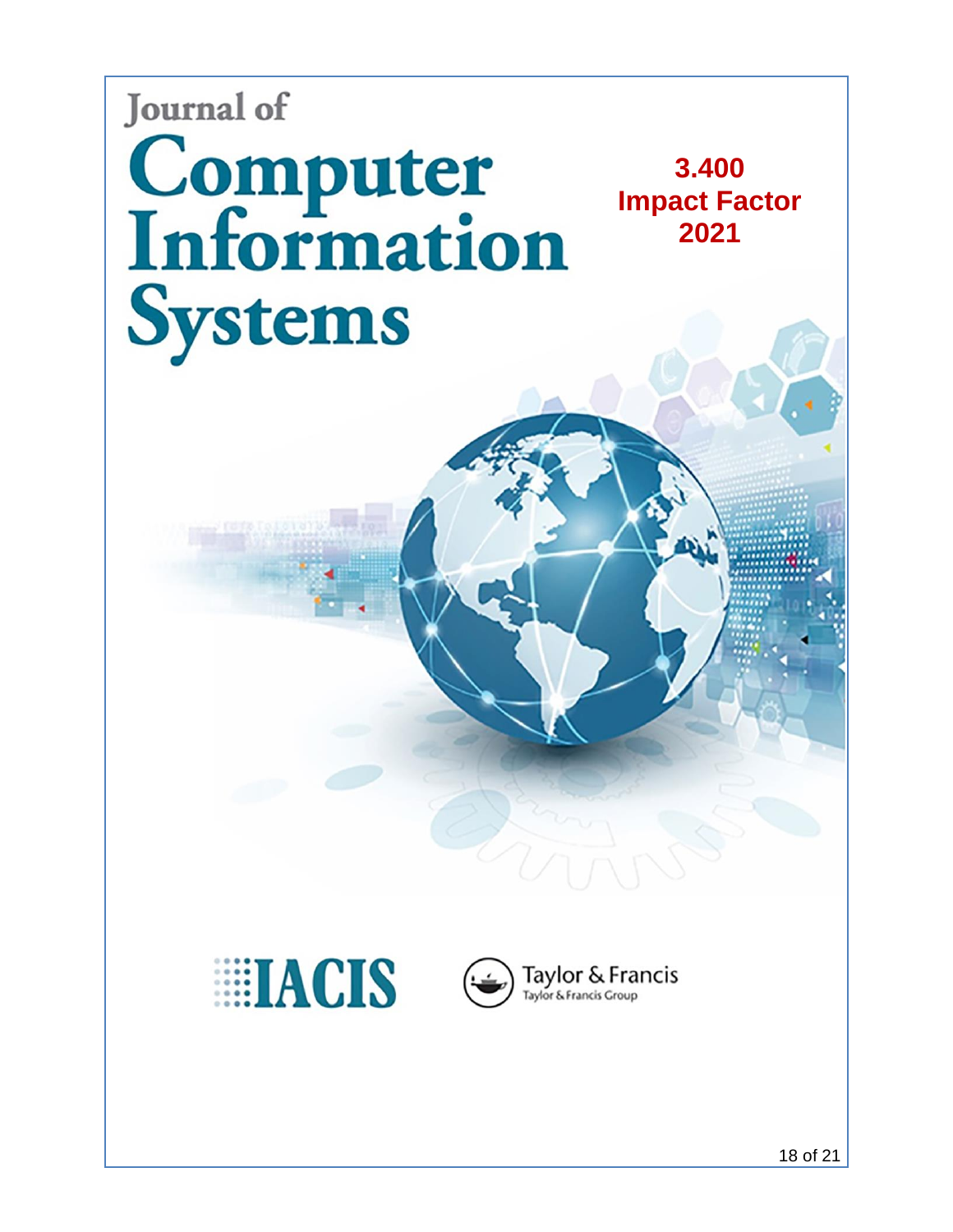# Journal of Computer Information Systems

**3.400 Impact Factor 2021**

IACIS

Taylor & Francis
Taylor & Francis Group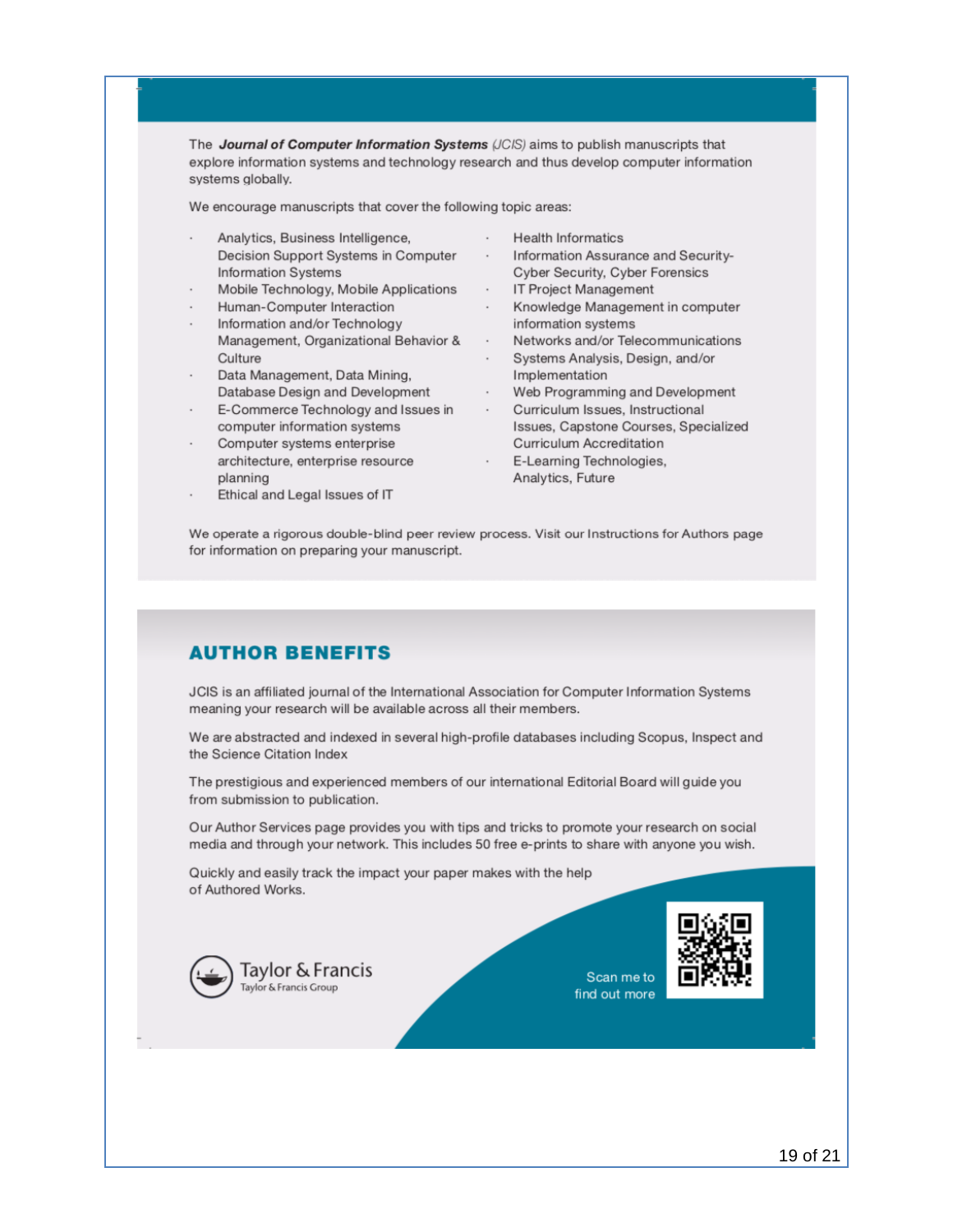The ***Journal of Computer Information Systems*** *(JCIS)* aims to publish manuscripts that explore information systems and technology research and thus develop computer information systems globally.

We encourage manuscripts that cover the following topic areas:

- Analytics, Business Intelligence, Decision Support Systems in Computer Information Systems
- Mobile Technology, Mobile Applications
- Human-Computer Interaction
- Information and/or Technology Management, Organizational Behavior & Culture
- Data Management, Data Mining, Database Design and Development
- E-Commerce Technology and Issues in computer information systems
- Computer systems enterprise architecture, enterprise resource planning
- Ethical and Legal Issues of IT
- Health Informatics
- Information Assurance and Security- Cyber Security, Cyber Forensics
- IT Project Management
- Knowledge Management in computer information systems
- Networks and/or Telecommunications
- Systems Analysis, Design, and/or Implementation
- Web Programming and Development
- Curriculum Issues, Instructional Issues, Capstone Courses, Specialized Curriculum Accreditation
- E-Learning Technologies, Analytics, Future

We operate a rigorous double-blind peer review process. Visit our Instructions for Authors page for information on preparing your manuscript.

## AUTHOR BENEFITS

JCIS is an affiliated journal of the International Association for Computer Information Systems meaning your research will be available across all their members.

We are abstracted and indexed in several high-profile databases including Scopus, Inspect and the Science Citation Index

The prestigious and experienced members of our international Editorial Board will guide you from submission to publication.

Our Author Services page provides you with tips and tricks to promote your research on social media and through your network. This includes 50 free e-prints to share with anyone you wish.

Quickly and easily track the impact your paper makes with the help of Authored Works.

Taylor & Francis
Taylor & Francis Group

Scan me to find out more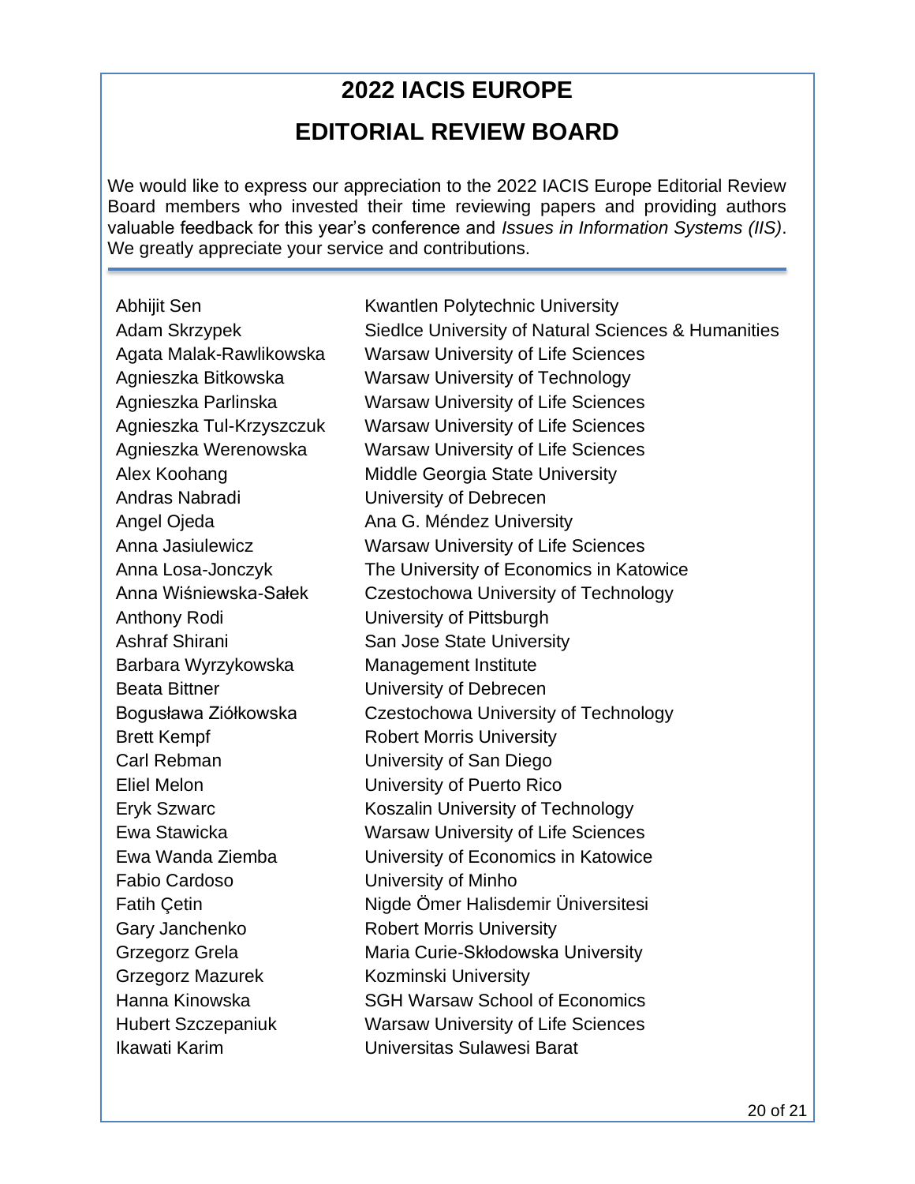# 2022 IACIS EUROPE

# EDITORIAL REVIEW BOARD

We would like to express our appreciation to the 2022 IACIS Europe Editorial Review Board members who invested their time reviewing papers and providing authors valuable feedback for this year's conference and *Issues in Information Systems (IIS)*. We greatly appreciate your service and contributions.

| | |
|---|---|
| Abhijit Sen | Kwantlen Polytechnic University |
| Adam Skrzypek | Siedlce University of Natural Sciences & Humanities |
| Agata Malak-Rawlikowska | Warsaw University of Life Sciences |
| Agnieszka Bitkowska | Warsaw University of Technology |
| Agnieszka Parlinska | Warsaw University of Life Sciences |
| Agnieszka Tul-Krzyszczuk | Warsaw University of Life Sciences |
| Agnieszka Werenowska | Warsaw University of Life Sciences |
| Alex Koohang | Middle Georgia State University |
| Andras Nabradi | University of Debrecen |
| Angel Ojeda | Ana G. Méndez University |
| Anna Jasiulewicz | Warsaw University of Life Sciences |
| Anna Losa-Jonczyk | The University of Economics in Katowice |
| Anna Wiśniewska-Sałek | Czestochowa University of Technology |
| Anthony Rodi | University of Pittsburgh |
| Ashraf Shirani | San Jose State University |
| Barbara Wyrzykowska | Management Institute |
| Beata Bittner | University of Debrecen |
| Bogusława Ziółkowska | Czestochowa University of Technology |
| Brett Kempf | Robert Morris University |
| Carl Rebman | University of San Diego |
| Eliel Melon | University of Puerto Rico |
| Eryk Szwarc | Koszalin University of Technology |
| Ewa Stawicka | Warsaw University of Life Sciences |
| Ewa Wanda Ziemba | University of Economics in Katowice |
| Fabio Cardoso | University of Minho |
| Fatih Çetin | Nigde Ömer Halisdemir Üniversitesi |
| Gary Janchenko | Robert Morris University |
| Grzegorz Grela | Maria Curie-Skłodowska University |
| Grzegorz Mazurek | Kozminski University |
| Hanna Kinowska | SGH Warsaw School of Economics |
| Hubert Szczepaniuk | Warsaw University of Life Sciences |
| Ikawati Karim | Universitas Sulawesi Barat |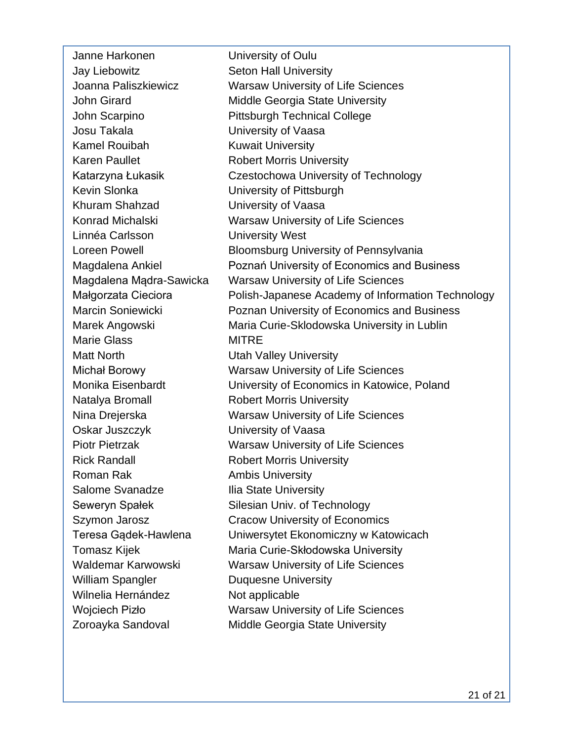| | |
|---|---|
| Janne Harkonen | University of Oulu |
| Jay Liebowitz | Seton Hall University |
| Joanna Paliszkiewicz | Warsaw University of Life Sciences |
| John Girard | Middle Georgia State University |
| John Scarpino | Pittsburgh Technical College |
| Josu Takala | University of Vaasa |
| Kamel Rouibah | Kuwait University |
| Karen Paullet | Robert Morris University |
| Katarzyna Łukasik | Czestochowa University of Technology |
| Kevin Slonka | University of Pittsburgh |
| Khuram Shahzad | University of Vaasa |
| Konrad Michalski | Warsaw University of Life Sciences |
| Linnéa Carlsson | University West |
| Loreen Powell | Bloomsburg University of Pennsylvania |
| Magdalena Ankiel | Poznań University of Economics and Business |
| Magdalena Mądra-Sawicka | Warsaw University of Life Sciences |
| Małgorzata Cieciora | Polish-Japanese Academy of Information Technology |
| Marcin Soniewicki | Poznan University of Economics and Business |
| Marek Angowski | Maria Curie-Sklodowska University in Lublin |
| Marie Glass | MITRE |
| Matt North | Utah Valley University |
| Michał Borowy | Warsaw University of Life Sciences |
| Monika Eisenbardt | University of Economics in Katowice, Poland |
| Natalya Bromall | Robert Morris University |
| Nina Drejerska | Warsaw University of Life Sciences |
| Oskar Juszczyk | University of Vaasa |
| Piotr Pietrzak | Warsaw University of Life Sciences |
| Rick Randall | Robert Morris University |
| Roman Rak | Ambis University |
| Salome Svanadze | Ilia State University |
| Seweryn Spałek | Silesian Univ. of Technology |
| Szymon Jarosz | Cracow University of Economics |
| Teresa Gądek-Hawlena | Uniwersytet Ekonomiczny w Katowicach |
| Tomasz Kijek | Maria Curie-Skłodowska University |
| Waldemar Karwowski | Warsaw University of Life Sciences |
| William Spangler | Duquesne University |
| Wilnelia Hernández | Not applicable |
| Wojciech Pizło | Warsaw University of Life Sciences |
| Zoroayka Sandoval | Middle Georgia State University |